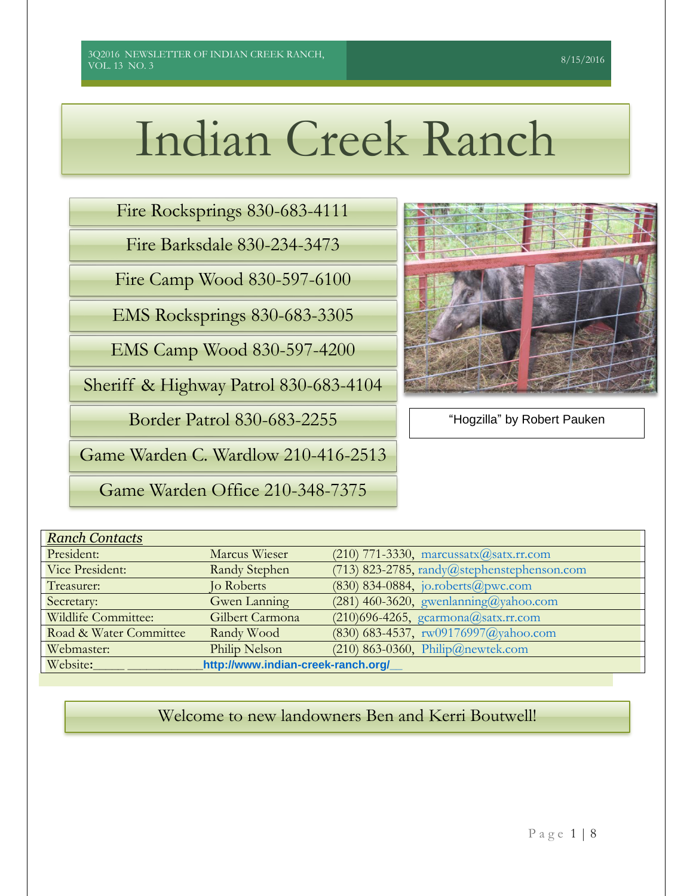# Indian Creek Ranch

Fire Rocksprings 830-683-4111

Fire Barksdale 830-234-3473

Fire Camp Wood 830-597-6100

EMS Rocksprings 830-683-3305

EMS Camp Wood 830-597-4200

Sheriff & Highway Patrol 830-683-4104

Border Patrol 830-683-2255

Game Warden C. Wardlow 210-416-2513

Game Warden Office 210-348-7375

"Hogzilla" by Robert Pauken

| *Ranch Contacts* | | |
|---|---|---|
| President: | Marcus Wieser | (210) 771-3330, marcussatx@satx.rr.com |
| Vice President: | Randy Stephen | (713) 823-2785, randy@stephenstephenson.com |
| Treasurer: | Jo Roberts | (830) 834-0884, jo.roberts@pwc.com |
| Secretary: | Gwen Lanning | (281) 460-3620, gwenlanning@yahoo.com |
| Wildlife Committee: | Gilbert Carmona | (210)696-4265, gcarmona@satx.rr.com |
| Road & Water Committee | Randy Wood | (830) 683-4537, rw09176997@yahoo.com |
| Webmaster: | Philip Nelson | (210) 863-0360, Philip@newtek.com |
| Website: | http://www.indian-creek-ranch.org/ | |

Welcome to new landowners Ben and Kerri Boutwell!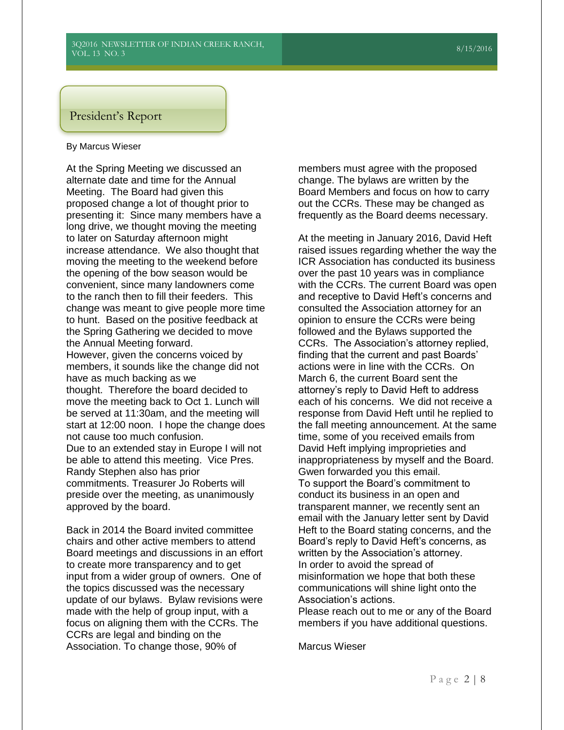## President's Report

By Marcus Wieser

At the Spring Meeting we discussed an alternate date and time for the Annual Meeting. The Board had given this proposed change a lot of thought prior to presenting it: Since many members have a long drive, we thought moving the meeting to later on Saturday afternoon might increase attendance. We also thought that moving the meeting to the weekend before the opening of the bow season would be convenient, since many landowners come to the ranch then to fill their feeders. This change was meant to give people more time to hunt. Based on the positive feedback at the Spring Gathering we decided to move the Annual Meeting forward.

However, given the concerns voiced by members, it sounds like the change did not have as much backing as we thought. Therefore the board decided to move the meeting back to Oct 1. Lunch will be served at 11:30am, and the meeting will start at 12:00 noon. I hope the change does not cause too much confusion.

Due to an extended stay in Europe I will not be able to attend this meeting. Vice Pres. Randy Stephen also has prior commitments. Treasurer Jo Roberts will preside over the meeting, as unanimously approved by the board.

Back in 2014 the Board invited committee chairs and other active members to attend Board meetings and discussions in an effort to create more transparency and to get input from a wider group of owners. One of the topics discussed was the necessary update of our bylaws. Bylaw revisions were made with the help of group input, with a focus on aligning them with the CCRs. The CCRs are legal and binding on the Association. To change those, 90% of members must agree with the proposed change. The bylaws are written by the Board Members and focus on how to carry out the CCRs. These may be changed as frequently as the Board deems necessary.

At the meeting in January 2016, David Heft raised issues regarding whether the way the ICR Association has conducted its business over the past 10 years was in compliance with the CCRs. The current Board was open and receptive to David Heft's concerns and consulted the Association attorney for an opinion to ensure the CCRs were being followed and the Bylaws supported the CCRs. The Association's attorney replied, finding that the current and past Boards' actions were in line with the CCRs. On March 6, the current Board sent the attorney's reply to David Heft to address each of his concerns. We did not receive a response from David Heft until he replied to the fall meeting announcement. At the same time, some of you received emails from David Heft implying improprieties and inappropriateness by myself and the Board. Gwen forwarded you this email.

To support the Board's commitment to conduct its business in an open and transparent manner, we recently sent an email with the January letter sent by David Heft to the Board stating concerns, and the Board's reply to David Heft's concerns, as written by the Association's attorney.

In order to avoid the spread of misinformation we hope that both these communications will shine light onto the Association's actions.

Please reach out to me or any of the Board members if you have additional questions.

Marcus Wieser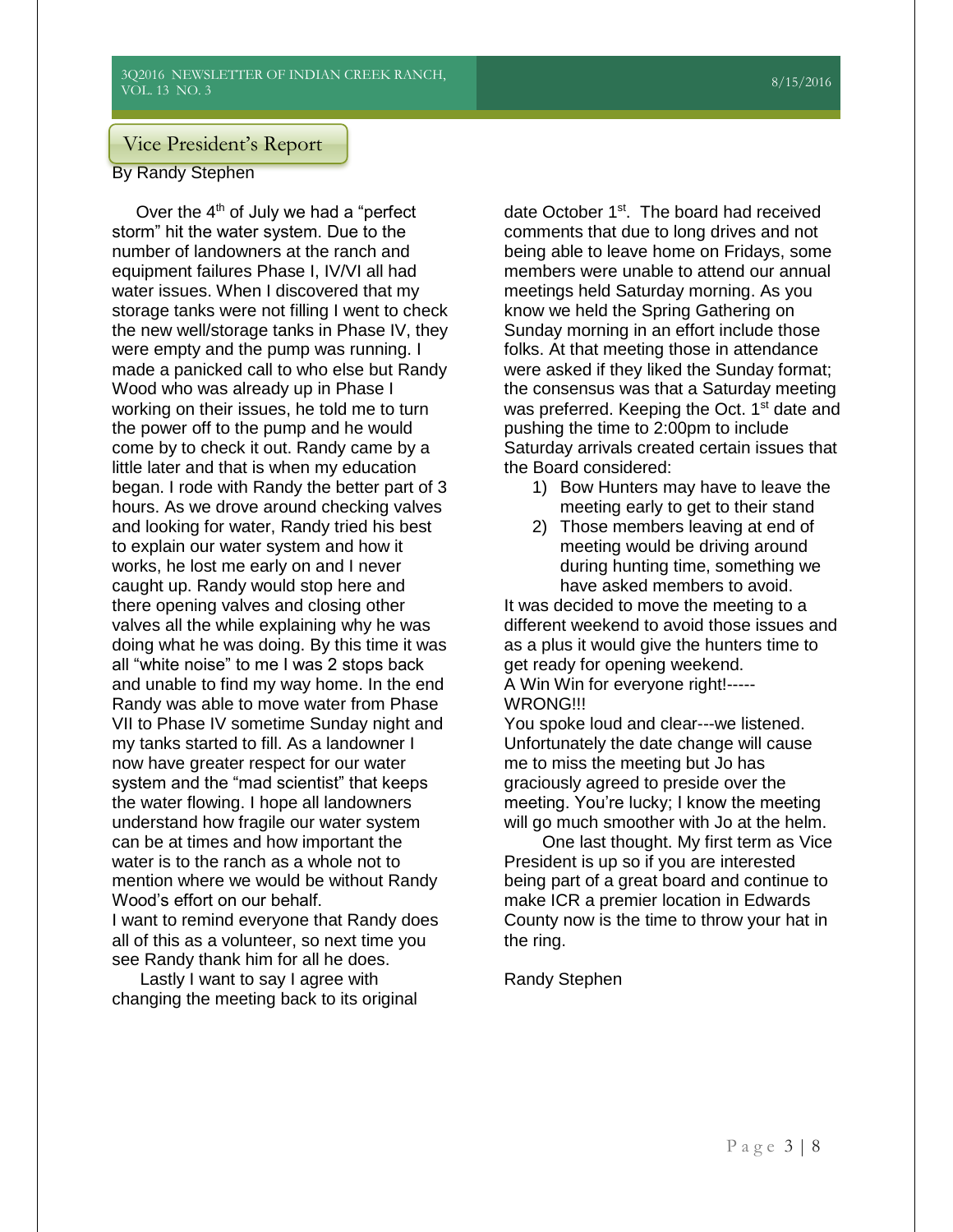## Vice President's Report

By Randy Stephen

Over the 4th of July we had a "perfect storm" hit the water system. Due to the number of landowners at the ranch and equipment failures Phase I, IV/VI all had water issues. When I discovered that my storage tanks were not filling I went to check the new well/storage tanks in Phase IV, they were empty and the pump was running. I made a panicked call to who else but Randy Wood who was already up in Phase I working on their issues, he told me to turn the power off to the pump and he would come by to check it out. Randy came by a little later and that is when my education began. I rode with Randy the better part of 3 hours. As we drove around checking valves and looking for water, Randy tried his best to explain our water system and how it works, he lost me early on and I never caught up. Randy would stop here and there opening valves and closing other valves all the while explaining why he was doing what he was doing. By this time it was all "white noise" to me I was 2 stops back and unable to find my way home. In the end Randy was able to move water from Phase VII to Phase IV sometime Sunday night and my tanks started to fill. As a landowner I now have greater respect for our water system and the "mad scientist" that keeps the water flowing. I hope all landowners understand how fragile our water system can be at times and how important the water is to the ranch as a whole not to mention where we would be without Randy Wood's effort on our behalf.

I want to remind everyone that Randy does all of this as a volunteer, so next time you see Randy thank him for all he does.

Lastly I want to say I agree with changing the meeting back to its original date October 1st. The board had received comments that due to long drives and not being able to leave home on Fridays, some members were unable to attend our annual meetings held Saturday morning. As you know we held the Spring Gathering on Sunday morning in an effort include those folks. At that meeting those in attendance were asked if they liked the Sunday format; the consensus was that a Saturday meeting was preferred. Keeping the Oct. 1st date and pushing the time to 2:00pm to include Saturday arrivals created certain issues that the Board considered:

1) Bow Hunters may have to leave the meeting early to get to their stand
2) Those members leaving at end of meeting would be driving around during hunting time, something we have asked members to avoid.

It was decided to move the meeting to a different weekend to avoid those issues and as a plus it would give the hunters time to get ready for opening weekend.

A Win Win for everyone right!-----WRONG!!!

You spoke loud and clear---we listened. Unfortunately the date change will cause me to miss the meeting but Jo has graciously agreed to preside over the meeting. You're lucky; I know the meeting will go much smoother with Jo at the helm.

One last thought. My first term as Vice President is up so if you are interested being part of a great board and continue to make ICR a premier location in Edwards County now is the time to throw your hat in the ring.

Randy Stephen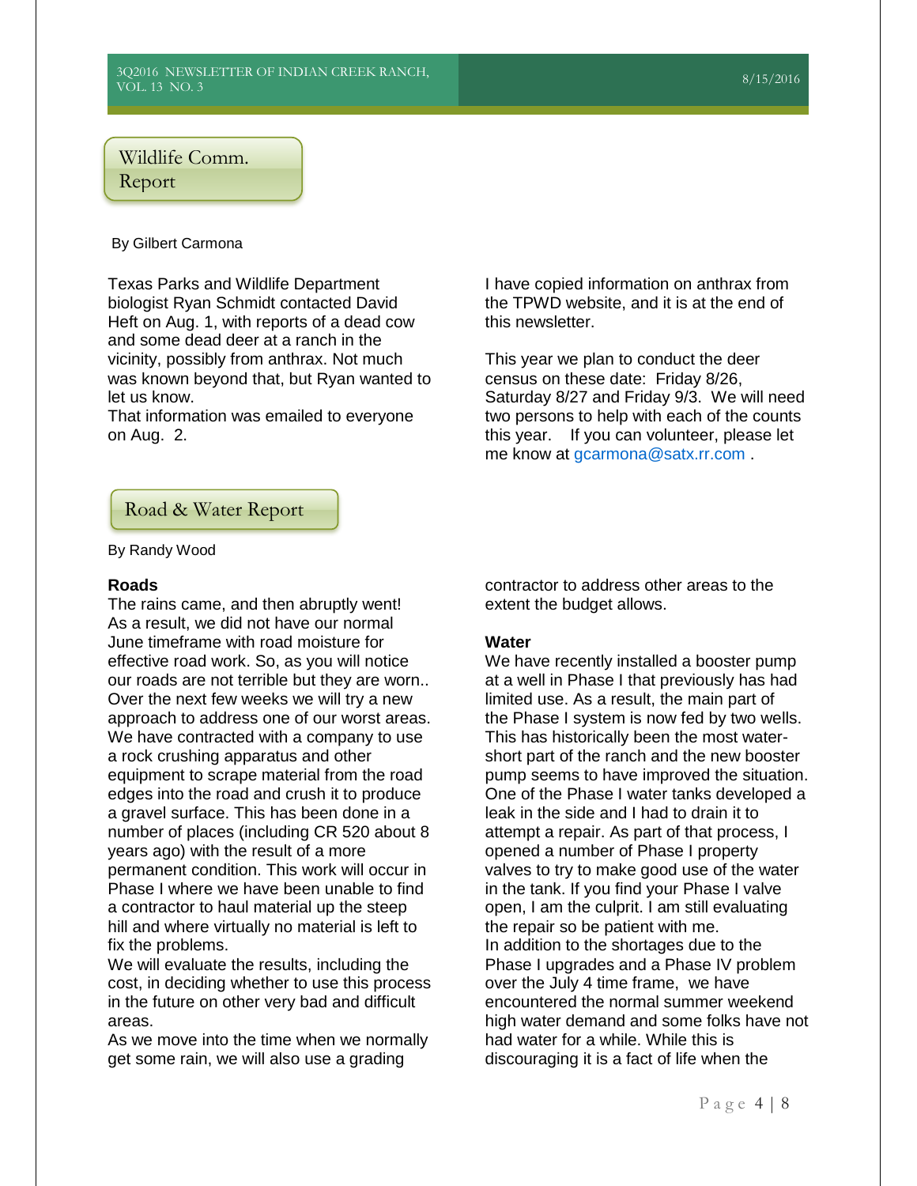## Wildlife Comm. Report

By Gilbert Carmona

Texas Parks and Wildlife Department biologist Ryan Schmidt contacted David Heft on Aug. 1, with reports of a dead cow and some dead deer at a ranch in the vicinity, possibly from anthrax. Not much was known beyond that, but Ryan wanted to let us know.
That information was emailed to everyone on Aug. 2.

I have copied information on anthrax from the TPWD website, and it is at the end of this newsletter.

This year we plan to conduct the deer census on these date: Friday 8/26, Saturday 8/27 and Friday 9/3. We will need two persons to help with each of the counts this year. If you can volunteer, please let me know at gcarmona@satx.rr.com .

## Road & Water Report

By Randy Wood

**Roads**

The rains came, and then abruptly went! As a result, we did not have our normal June timeframe with road moisture for effective road work. So, as you will notice our roads are not terrible but they are worn.. Over the next few weeks we will try a new approach to address one of our worst areas. We have contracted with a company to use a rock crushing apparatus and other equipment to scrape material from the road edges into the road and crush it to produce a gravel surface. This has been done in a number of places (including CR 520 about 8 years ago) with the result of a more permanent condition. This work will occur in Phase I where we have been unable to find a contractor to haul material up the steep hill and where virtually no material is left to fix the problems.
We will evaluate the results, including the cost, in deciding whether to use this process in the future on other very bad and difficult areas.
As we move into the time when we normally get some rain, we will also use a grading contractor to address other areas to the extent the budget allows.

**Water**

We have recently installed a booster pump at a well in Phase I that previously has had limited use. As a result, the main part of the Phase I system is now fed by two wells. This has historically been the most water-short part of the ranch and the new booster pump seems to have improved the situation.
One of the Phase I water tanks developed a leak in the side and I had to drain it to attempt a repair. As part of that process, I opened a number of Phase I property valves to try to make good use of the water in the tank. If you find your Phase I valve open, I am the culprit. I am still evaluating the repair so be patient with me.
In addition to the shortages due to the Phase I upgrades and a Phase IV problem over the July 4 time frame, we have encountered the normal summer weekend high water demand and some folks have not had water for a while. While this is discouraging it is a fact of life when the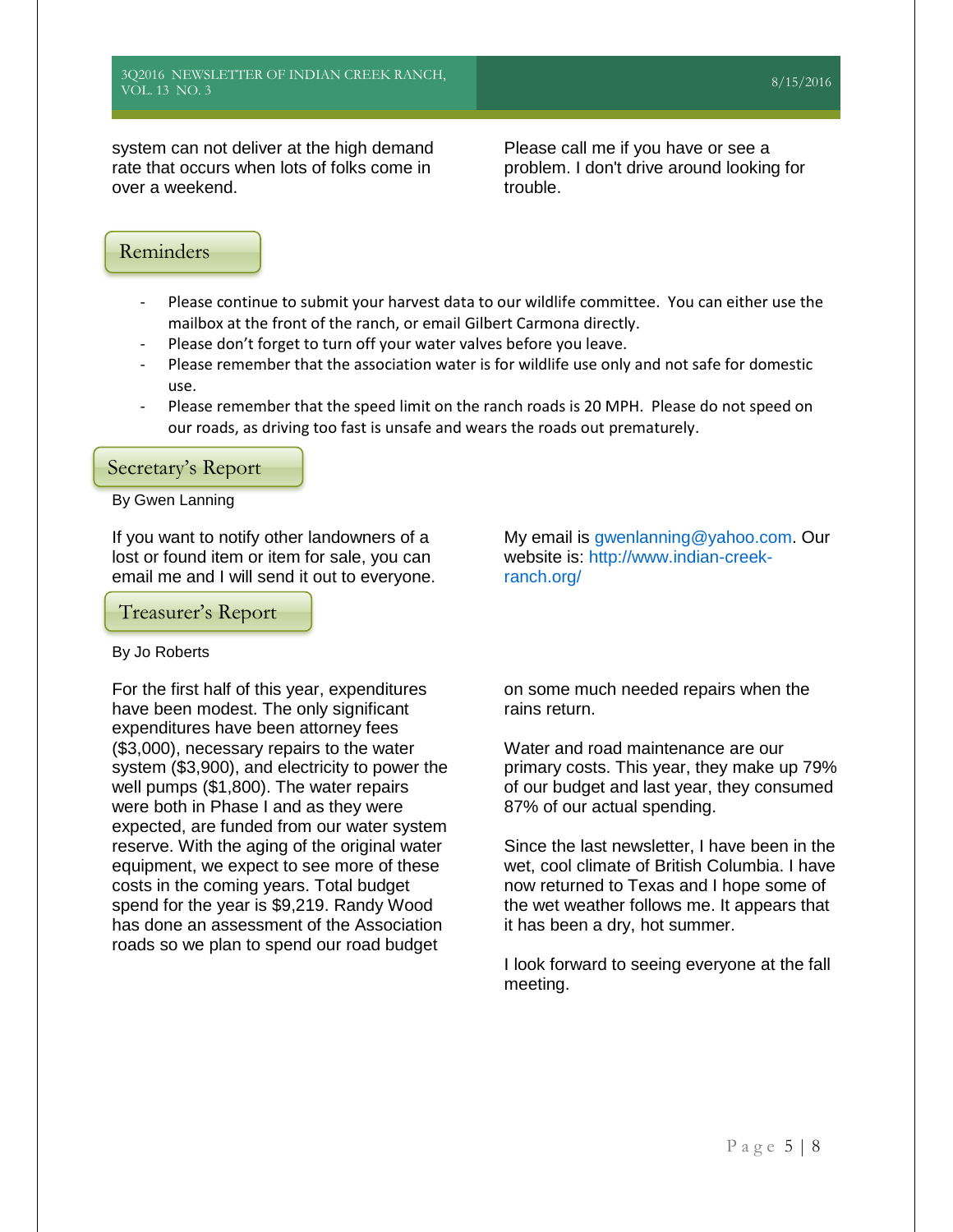system can not deliver at the high demand rate that occurs when lots of folks come in over a weekend.

Please call me if you have or see a problem. I don't drive around looking for trouble.

## Reminders

- Please continue to submit your harvest data to our wildlife committee. You can either use the mailbox at the front of the ranch, or email Gilbert Carmona directly.
- Please don't forget to turn off your water valves before you leave.
- Please remember that the association water is for wildlife use only and not safe for domestic use.
- Please remember that the speed limit on the ranch roads is 20 MPH. Please do not speed on our roads, as driving too fast is unsafe and wears the roads out prematurely.

## Secretary's Report

By Gwen Lanning

If you want to notify other landowners of a lost or found item or item for sale, you can email me and I will send it out to everyone.

My email is gwenlanning@yahoo.com. Our website is: http://www.indian-creek-ranch.org/

## Treasurer's Report

By Jo Roberts

For the first half of this year, expenditures have been modest. The only significant expenditures have been attorney fees ($3,000), necessary repairs to the water system ($3,900), and electricity to power the well pumps ($1,800). The water repairs were both in Phase I and as they were expected, are funded from our water system reserve. With the aging of the original water equipment, we expect to see more of these costs in the coming years. Total budget spend for the year is $9,219. Randy Wood has done an assessment of the Association roads so we plan to spend our road budget on some much needed repairs when the rains return.

Water and road maintenance are our primary costs. This year, they make up 79% of our budget and last year, they consumed 87% of our actual spending.

Since the last newsletter, I have been in the wet, cool climate of British Columbia. I have now returned to Texas and I hope some of the wet weather follows me. It appears that it has been a dry, hot summer.

I look forward to seeing everyone at the fall meeting.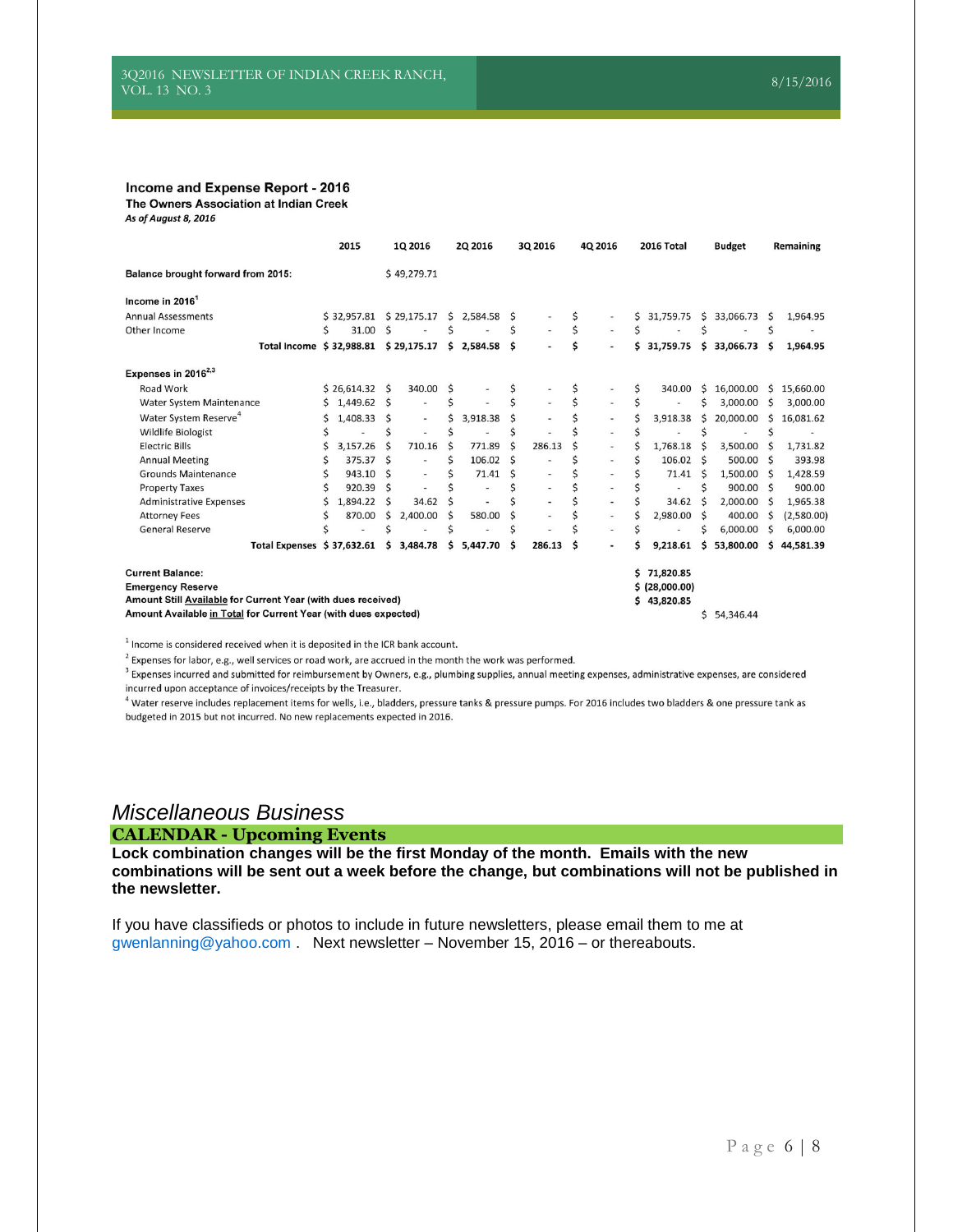## Income and Expense Report - 2016

**The Owners Association at Indian Creek**

***As of August 8, 2016***

| | 2015 | 1Q 2016 | 2Q 2016 | 3Q 2016 | 4Q 2016 | 2016 Total | Budget | Remaining |
|---|---|---|---|---|---|---|---|---|
| **Balance brought forward from 2015:** | | $ 49,279.71 | | | | | | |
| **Income in 2016**[1] | | | | | | | | |
| Annual Assessments | $ 32,957.81 | $ 29,175.17 | $ 2,584.58 | $ - | $ - | $ 31,759.75 | $ 33,066.73 | $ 1,964.95 |
| Other Income | $ 31.00 | $ - | $ - | $ - | $ - | $ - | $ - | $ - |
| **Total Income** | **$ 32,988.81** | **$ 29,175.17** | **$ 2,584.58** | **$ -** | **$ -** | **$ 31,759.75** | **$ 33,066.73** | **$ 1,964.95** |
| **Expenses in 2016**[2,3] | | | | | | | | |
| Road Work | $ 26,614.32 | $ 340.00 | $ - | $ - | $ - | $ 340.00 | $ 16,000.00 | $ 15,660.00 |
| Water System Maintenance | $ 1,449.62 | $ - | $ - | $ - | $ - | $ - | $ 3,000.00 | $ 3,000.00 |
| Water System Reserve[4] | $ 1,408.33 | $ - | $ 3,918.38 | $ - | $ - | $ 3,918.38 | $ 20,000.00 | $ 16,081.62 |
| Wildlife Biologist | $ - | $ - | $ - | $ - | $ - | $ - | $ - | $ - |
| Electric Bills | $ 3,157.26 | $ 710.16 | $ 771.89 | $ 286.13 | $ - | $ 1,768.18 | $ 3,500.00 | $ 1,731.82 |
| Annual Meeting | $ 375.37 | $ - | $ 106.02 | $ - | $ - | $ 106.02 | $ 500.00 | $ 393.98 |
| Grounds Maintenance | $ 943.10 | $ - | $ 71.41 | $ - | $ - | $ 71.41 | $ 1,500.00 | $ 1,428.59 |
| Property Taxes | $ 920.39 | $ - | $ - | $ - | $ - | $ - | $ 900.00 | $ 900.00 |
| Administrative Expenses | $ 1,894.22 | $ 34.62 | $ - | $ - | $ - | $ 34.62 | $ 2,000.00 | $ 1,965.38 |
| Attorney Fees | $ 870.00 | $ 2,400.00 | $ 580.00 | $ - | $ - | $ 2,980.00 | $ 400.00 | $ (2,580.00) |
| General Reserve | $ - | $ - | $ - | $ - | $ - | $ - | $ 6,000.00 | $ 6,000.00 |
| **Total Expenses** | **$ 37,632.61** | **$ 3,484.78** | **$ 5,447.70** | **$ 286.13** | **$ -** | **$ 9,218.61** | **$ 53,800.00** | **$ 44,581.39** |
| **Current Balance:** | | | | | | **$ 71,820.85** | | |
| **Emergency Reserve** | | | | | | **$ (28,000.00)** | | |
| **Amount Still Available for Current Year (with dues received)** | | | | | | **$ 43,820.85** | | |
| **Amount Available in Total for Current Year (with dues expected)** | | | | | | | $ 54,346.44 | |

[1] Income is considered received when it is deposited in the ICR bank account.

[2] Expenses for labor, e.g., well services or road work, are accrued in the month the work was performed.

[3] Expenses incurred and submitted for reimbursement by Owners, e.g., plumbing supplies, annual meeting expenses, administrative expenses, are considered incurred upon acceptance of invoices/receipts by the Treasurer.

[4] Water reserve includes replacement items for wells, i.e., bladders, pressure tanks & pressure pumps. For 2016 includes two bladders & one pressure tank as budgeted in 2015 but not incurred. No new replacements expected in 2016.

# *Miscellaneous Business*

## CALENDAR - Upcoming Events

**Lock combination changes will be the first Monday of the month. Emails with the new combinations will be sent out a week before the change, but combinations will not be published in the newsletter.**

If you have classifieds or photos to include in future newsletters, please email them to me at gwenlanning@yahoo.com . Next newsletter – November 15, 2016 – or thereabouts.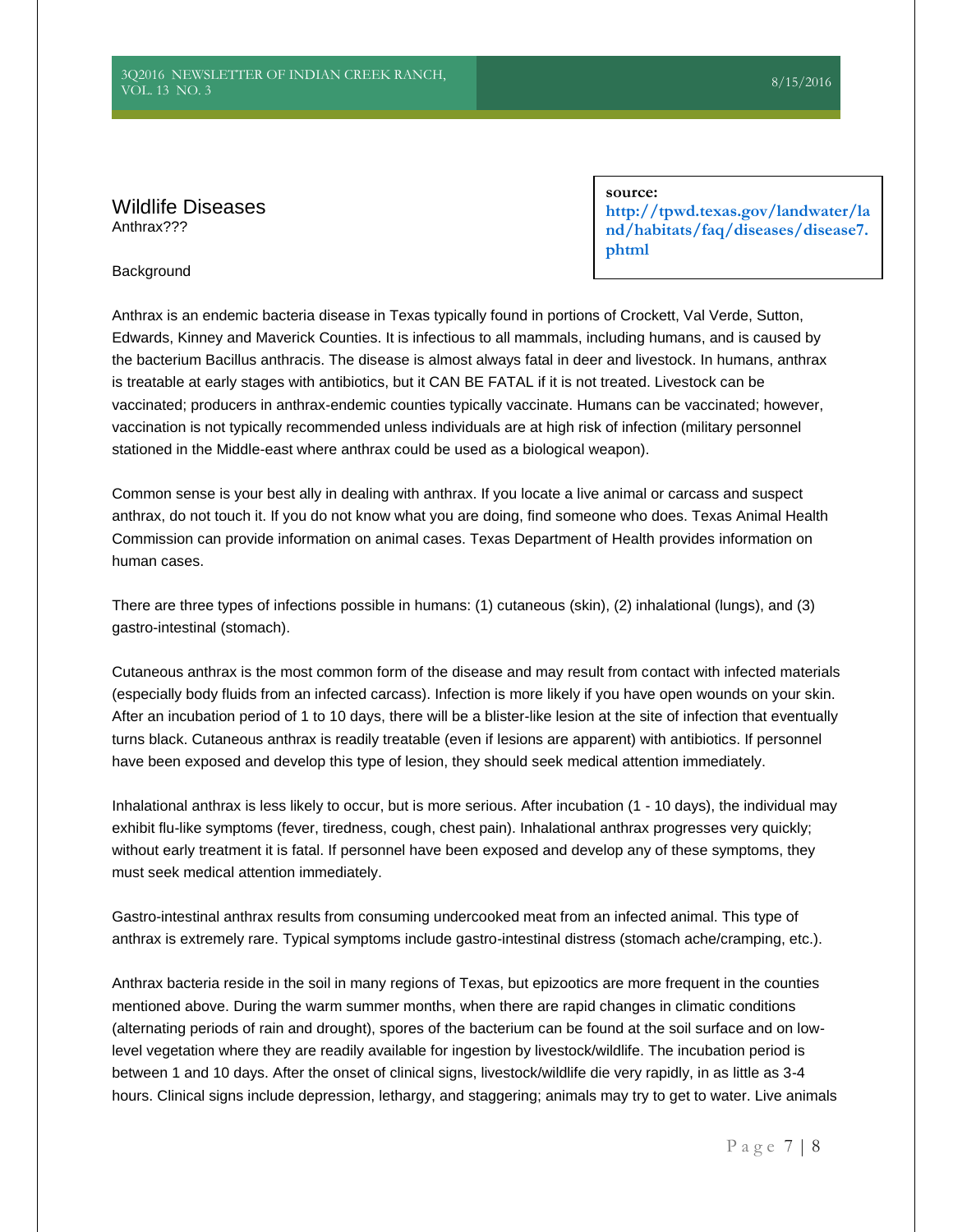# Wildlife Diseases

Anthrax???

**source:**
**http://tpwd.texas.gov/landwater/land/habitats/faq/diseases/disease7.phtml**

Background

Anthrax is an endemic bacteria disease in Texas typically found in portions of Crockett, Val Verde, Sutton, Edwards, Kinney and Maverick Counties. It is infectious to all mammals, including humans, and is caused by the bacterium Bacillus anthracis. The disease is almost always fatal in deer and livestock. In humans, anthrax is treatable at early stages with antibiotics, but it CAN BE FATAL if it is not treated. Livestock can be vaccinated; producers in anthrax-endemic counties typically vaccinate. Humans can be vaccinated; however, vaccination is not typically recommended unless individuals are at high risk of infection (military personnel stationed in the Middle-east where anthrax could be used as a biological weapon).

Common sense is your best ally in dealing with anthrax. If you locate a live animal or carcass and suspect anthrax, do not touch it. If you do not know what you are doing, find someone who does. Texas Animal Health Commission can provide information on animal cases. Texas Department of Health provides information on human cases.

There are three types of infections possible in humans: (1) cutaneous (skin), (2) inhalational (lungs), and (3) gastro-intestinal (stomach).

Cutaneous anthrax is the most common form of the disease and may result from contact with infected materials (especially body fluids from an infected carcass). Infection is more likely if you have open wounds on your skin. After an incubation period of 1 to 10 days, there will be a blister-like lesion at the site of infection that eventually turns black. Cutaneous anthrax is readily treatable (even if lesions are apparent) with antibiotics. If personnel have been exposed and develop this type of lesion, they should seek medical attention immediately.

Inhalational anthrax is less likely to occur, but is more serious. After incubation (1 - 10 days), the individual may exhibit flu-like symptoms (fever, tiredness, cough, chest pain). Inhalational anthrax progresses very quickly; without early treatment it is fatal. If personnel have been exposed and develop any of these symptoms, they must seek medical attention immediately.

Gastro-intestinal anthrax results from consuming undercooked meat from an infected animal. This type of anthrax is extremely rare. Typical symptoms include gastro-intestinal distress (stomach ache/cramping, etc.).

Anthrax bacteria reside in the soil in many regions of Texas, but epizootics are more frequent in the counties mentioned above. During the warm summer months, when there are rapid changes in climatic conditions (alternating periods of rain and drought), spores of the bacterium can be found at the soil surface and on low-level vegetation where they are readily available for ingestion by livestock/wildlife. The incubation period is between 1 and 10 days. After the onset of clinical signs, livestock/wildlife die very rapidly, in as little as 3-4 hours. Clinical signs include depression, lethargy, and staggering; animals may try to get to water. Live animals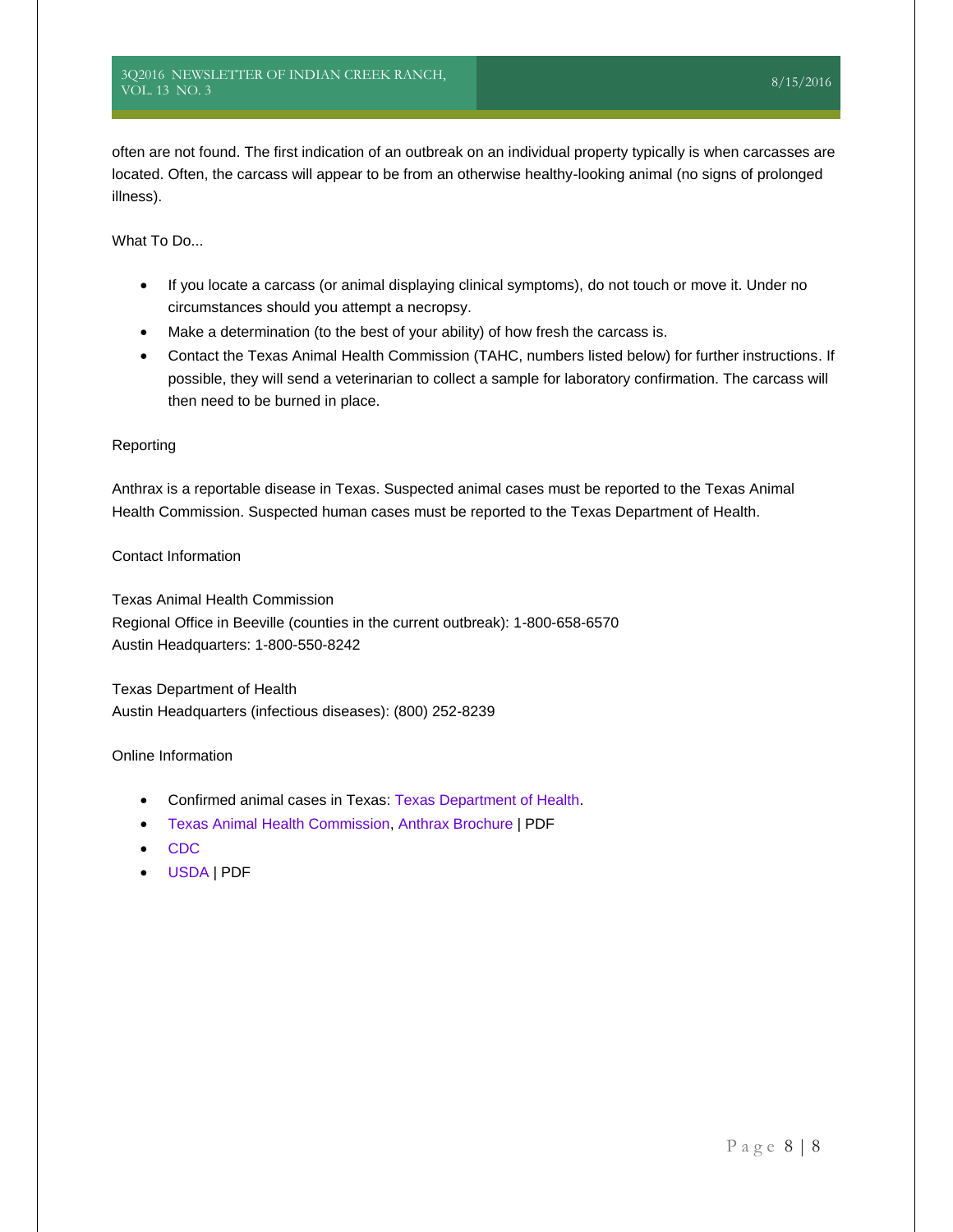often are not found. The first indication of an outbreak on an individual property typically is when carcasses are located. Often, the carcass will appear to be from an otherwise healthy-looking animal (no signs of prolonged illness).

What To Do...

- If you locate a carcass (or animal displaying clinical symptoms), do not touch or move it. Under no circumstances should you attempt a necropsy.
- Make a determination (to the best of your ability) of how fresh the carcass is.
- Contact the Texas Animal Health Commission (TAHC, numbers listed below) for further instructions. If possible, they will send a veterinarian to collect a sample for laboratory confirmation. The carcass will then need to be burned in place.

Reporting

Anthrax is a reportable disease in Texas. Suspected animal cases must be reported to the Texas Animal Health Commission. Suspected human cases must be reported to the Texas Department of Health.

Contact Information

Texas Animal Health Commission
Regional Office in Beeville (counties in the current outbreak): 1-800-658-6570
Austin Headquarters: 1-800-550-8242

Texas Department of Health
Austin Headquarters (infectious diseases): (800) 252-8239

Online Information

- Confirmed animal cases in Texas: Texas Department of Health.
- Texas Animal Health Commission, Anthrax Brochure | PDF
- CDC
- USDA | PDF